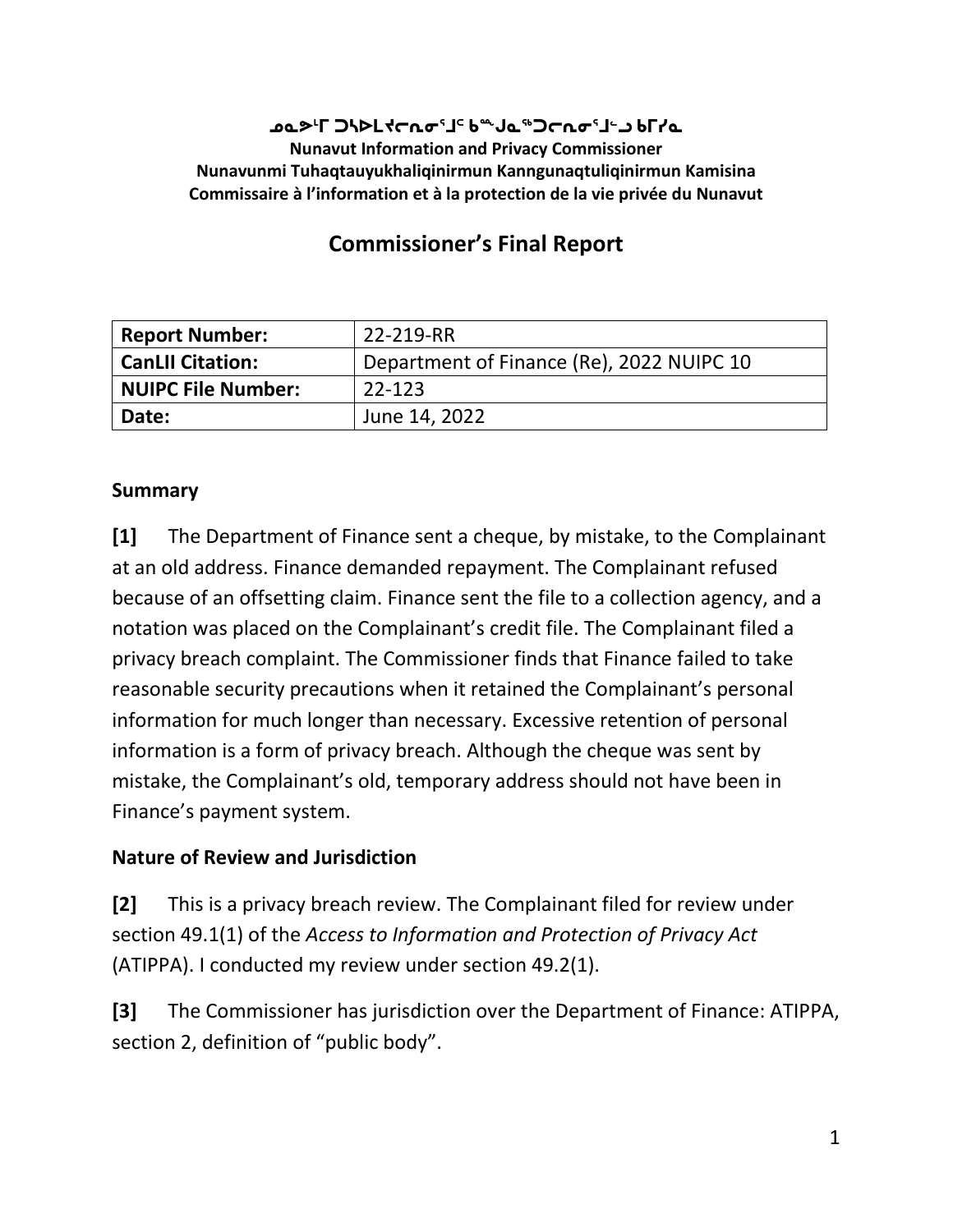**ᓄᓇᕗᒻᒥ ᑐᓴᐅᒪᔪᓕᕆᓂᕐᒧᑦ ᑲᙳᓇᖅᑐᓕᕆᓂᕐᒧᓪᓗ ᑲᒥᓯᓇ**
**Nunavut Information and Privacy Commissioner**
**Nunavunmi Tuhaqtauyukhaliqinirmun Kanngunaqtuliqinirmun Kamisina**
**Commissaire à l'information et à la protection de la vie privée du Nunavut**

# Commissioner's Final Report

| **Report Number:** | 22-219-RR |
|---|---|
| **CanLII Citation:** | Department of Finance (Re), 2022 NUIPC 10 |
| **NUIPC File Number:** | 22-123 |
| **Date:** | June 14, 2022 |

## Summary

**[1]** The Department of Finance sent a cheque, by mistake, to the Complainant at an old address. Finance demanded repayment. The Complainant refused because of an offsetting claim. Finance sent the file to a collection agency, and a notation was placed on the Complainant's credit file. The Complainant filed a privacy breach complaint. The Commissioner finds that Finance failed to take reasonable security precautions when it retained the Complainant's personal information for much longer than necessary. Excessive retention of personal information is a form of privacy breach. Although the cheque was sent by mistake, the Complainant's old, temporary address should not have been in Finance's payment system.

## Nature of Review and Jurisdiction

**[2]** This is a privacy breach review. The Complainant filed for review under section 49.1(1) of the *Access to Information and Protection of Privacy Act* (ATIPPA). I conducted my review under section 49.2(1).

**[3]** The Commissioner has jurisdiction over the Department of Finance: ATIPPA, section 2, definition of "public body".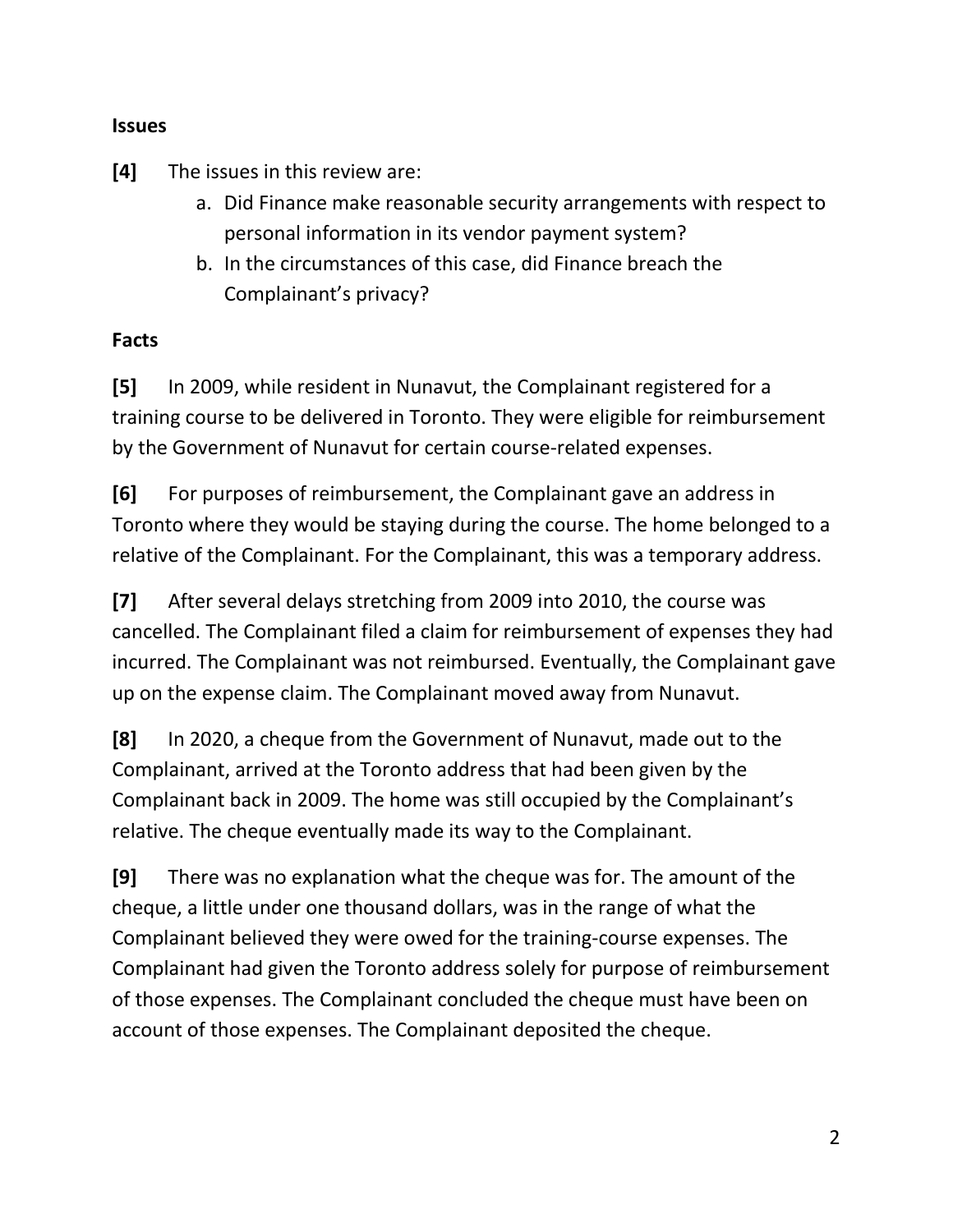**Issues**

**[4]** The issues in this review are:

a. Did Finance make reasonable security arrangements with respect to personal information in its vendor payment system?

b. In the circumstances of this case, did Finance breach the Complainant's privacy?

**Facts**

**[5]** In 2009, while resident in Nunavut, the Complainant registered for a training course to be delivered in Toronto. They were eligible for reimbursement by the Government of Nunavut for certain course-related expenses.

**[6]** For purposes of reimbursement, the Complainant gave an address in Toronto where they would be staying during the course. The home belonged to a relative of the Complainant. For the Complainant, this was a temporary address.

**[7]** After several delays stretching from 2009 into 2010, the course was cancelled. The Complainant filed a claim for reimbursement of expenses they had incurred. The Complainant was not reimbursed. Eventually, the Complainant gave up on the expense claim. The Complainant moved away from Nunavut.

**[8]** In 2020, a cheque from the Government of Nunavut, made out to the Complainant, arrived at the Toronto address that had been given by the Complainant back in 2009. The home was still occupied by the Complainant's relative. The cheque eventually made its way to the Complainant.

**[9]** There was no explanation what the cheque was for. The amount of the cheque, a little under one thousand dollars, was in the range of what the Complainant believed they were owed for the training-course expenses. The Complainant had given the Toronto address solely for purpose of reimbursement of those expenses. The Complainant concluded the cheque must have been on account of those expenses. The Complainant deposited the cheque.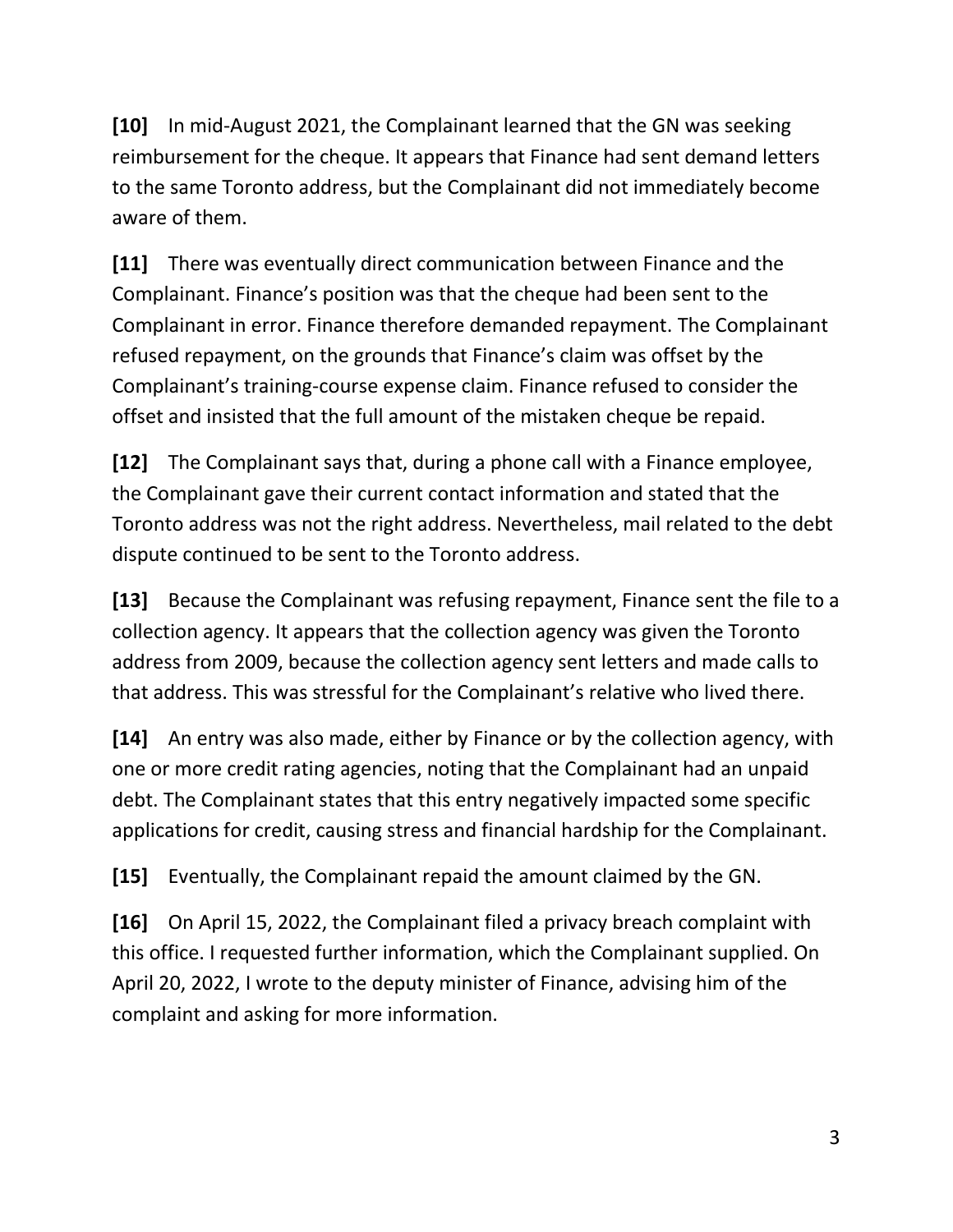**[10]** In mid-August 2021, the Complainant learned that the GN was seeking reimbursement for the cheque. It appears that Finance had sent demand letters to the same Toronto address, but the Complainant did not immediately become aware of them.

**[11]** There was eventually direct communication between Finance and the Complainant. Finance's position was that the cheque had been sent to the Complainant in error. Finance therefore demanded repayment. The Complainant refused repayment, on the grounds that Finance's claim was offset by the Complainant's training-course expense claim. Finance refused to consider the offset and insisted that the full amount of the mistaken cheque be repaid.

**[12]** The Complainant says that, during a phone call with a Finance employee, the Complainant gave their current contact information and stated that the Toronto address was not the right address. Nevertheless, mail related to the debt dispute continued to be sent to the Toronto address.

**[13]** Because the Complainant was refusing repayment, Finance sent the file to a collection agency. It appears that the collection agency was given the Toronto address from 2009, because the collection agency sent letters and made calls to that address. This was stressful for the Complainant's relative who lived there.

**[14]** An entry was also made, either by Finance or by the collection agency, with one or more credit rating agencies, noting that the Complainant had an unpaid debt. The Complainant states that this entry negatively impacted some specific applications for credit, causing stress and financial hardship for the Complainant.

**[15]** Eventually, the Complainant repaid the amount claimed by the GN.

**[16]** On April 15, 2022, the Complainant filed a privacy breach complaint with this office. I requested further information, which the Complainant supplied. On April 20, 2022, I wrote to the deputy minister of Finance, advising him of the complaint and asking for more information.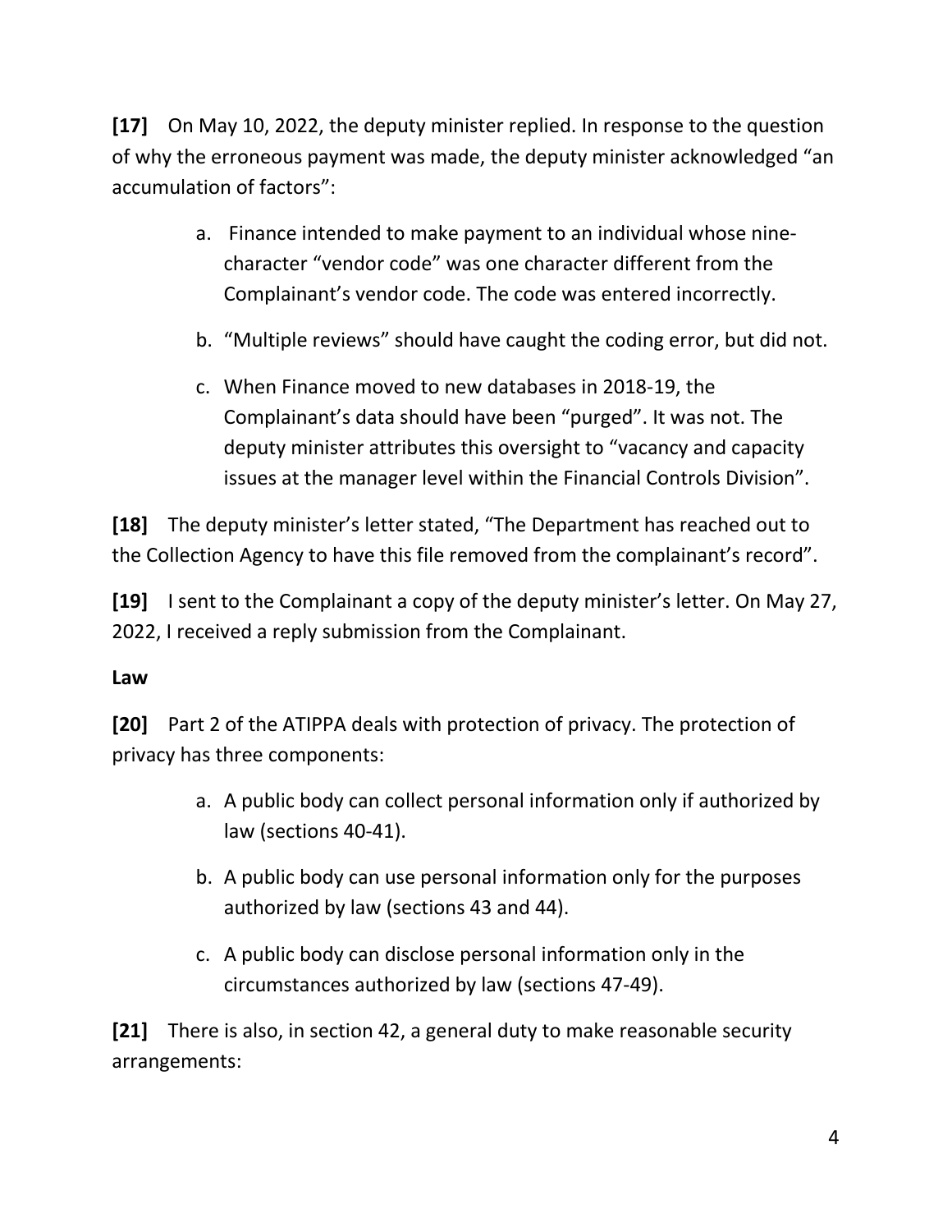**[17]** On May 10, 2022, the deputy minister replied. In response to the question of why the erroneous payment was made, the deputy minister acknowledged "an accumulation of factors":

a. Finance intended to make payment to an individual whose nine-character "vendor code" was one character different from the Complainant's vendor code. The code was entered incorrectly.

b. "Multiple reviews" should have caught the coding error, but did not.

c. When Finance moved to new databases in 2018-19, the Complainant's data should have been "purged". It was not. The deputy minister attributes this oversight to "vacancy and capacity issues at the manager level within the Financial Controls Division".

**[18]** The deputy minister's letter stated, "The Department has reached out to the Collection Agency to have this file removed from the complainant's record".

**[19]** I sent to the Complainant a copy of the deputy minister's letter. On May 27, 2022, I received a reply submission from the Complainant.

**Law**

**[20]** Part 2 of the ATIPPA deals with protection of privacy. The protection of privacy has three components:

a. A public body can collect personal information only if authorized by law (sections 40-41).

b. A public body can use personal information only for the purposes authorized by law (sections 43 and 44).

c. A public body can disclose personal information only in the circumstances authorized by law (sections 47-49).

**[21]** There is also, in section 42, a general duty to make reasonable security arrangements: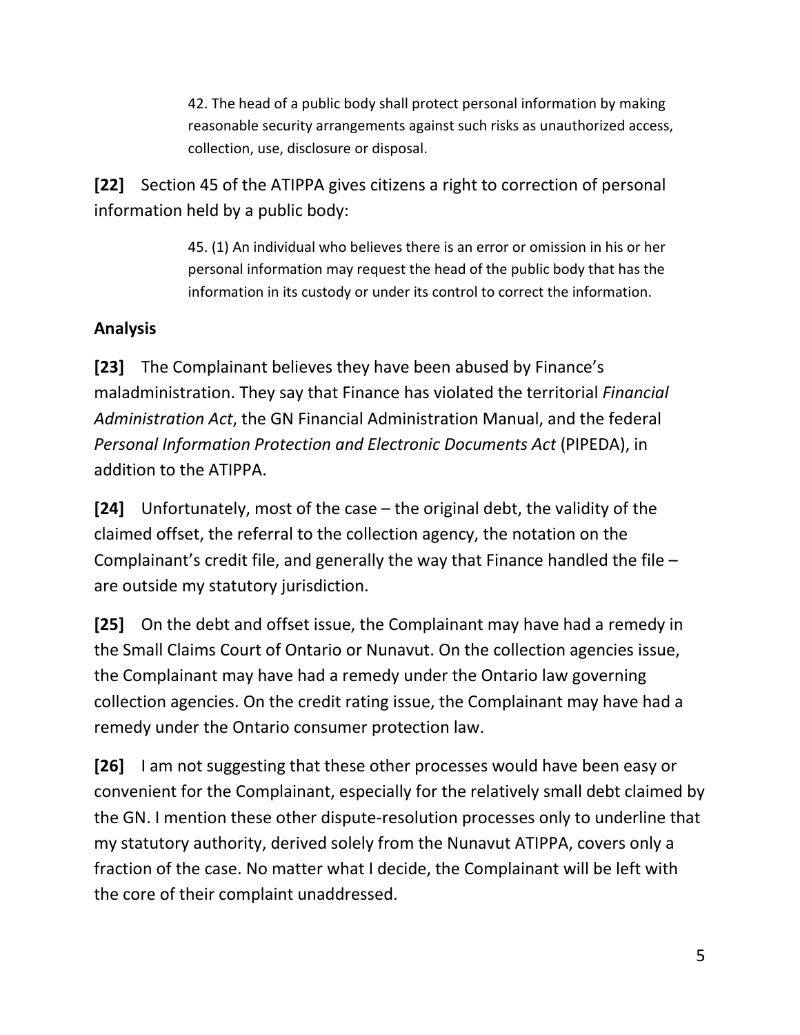> 42. The head of a public body shall protect personal information by making reasonable security arrangements against such risks as unauthorized access, collection, use, disclosure or disposal.

**[22]** Section 45 of the ATIPPA gives citizens a right to correction of personal information held by a public body:

> 45. (1) An individual who believes there is an error or omission in his or her personal information may request the head of the public body that has the information in its custody or under its control to correct the information.

### Analysis

**[23]** The Complainant believes they have been abused by Finance's maladministration. They say that Finance has violated the territorial *Financial Administration Act*, the GN Financial Administration Manual, and the federal *Personal Information Protection and Electronic Documents Act* (PIPEDA), in addition to the ATIPPA.

**[24]** Unfortunately, most of the case – the original debt, the validity of the claimed offset, the referral to the collection agency, the notation on the Complainant's credit file, and generally the way that Finance handled the file – are outside my statutory jurisdiction.

**[25]** On the debt and offset issue, the Complainant may have had a remedy in the Small Claims Court of Ontario or Nunavut. On the collection agencies issue, the Complainant may have had a remedy under the Ontario law governing collection agencies. On the credit rating issue, the Complainant may have had a remedy under the Ontario consumer protection law.

**[26]** I am not suggesting that these other processes would have been easy or convenient for the Complainant, especially for the relatively small debt claimed by the GN. I mention these other dispute-resolution processes only to underline that my statutory authority, derived solely from the Nunavut ATIPPA, covers only a fraction of the case. No matter what I decide, the Complainant will be left with the core of their complaint unaddressed.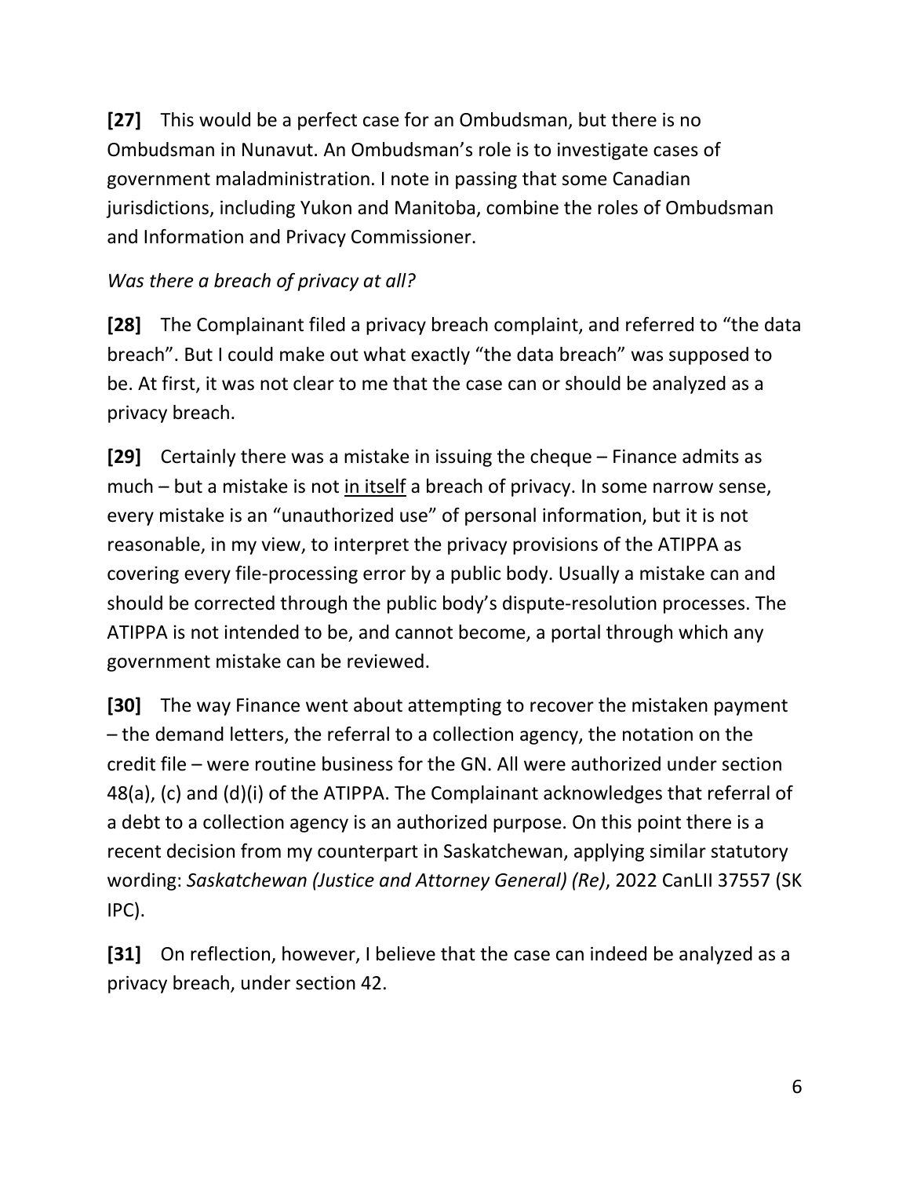**[27]** This would be a perfect case for an Ombudsman, but there is no Ombudsman in Nunavut. An Ombudsman's role is to investigate cases of government maladministration. I note in passing that some Canadian jurisdictions, including Yukon and Manitoba, combine the roles of Ombudsman and Information and Privacy Commissioner.

*Was there a breach of privacy at all?*

**[28]** The Complainant filed a privacy breach complaint, and referred to "the data breach". But I could make out what exactly "the data breach" was supposed to be. At first, it was not clear to me that the case can or should be analyzed as a privacy breach.

**[29]** Certainly there was a mistake in issuing the cheque – Finance admits as much – but a mistake is not <u>in itself</u> a breach of privacy. In some narrow sense, every mistake is an "unauthorized use" of personal information, but it is not reasonable, in my view, to interpret the privacy provisions of the ATIPPA as covering every file-processing error by a public body. Usually a mistake can and should be corrected through the public body's dispute-resolution processes. The ATIPPA is not intended to be, and cannot become, a portal through which any government mistake can be reviewed.

**[30]** The way Finance went about attempting to recover the mistaken payment – the demand letters, the referral to a collection agency, the notation on the credit file – were routine business for the GN. All were authorized under section 48(a), (c) and (d)(i) of the ATIPPA. The Complainant acknowledges that referral of a debt to a collection agency is an authorized purpose. On this point there is a recent decision from my counterpart in Saskatchewan, applying similar statutory wording: *Saskatchewan (Justice and Attorney General) (Re)*, 2022 CanLII 37557 (SK IPC).

**[31]** On reflection, however, I believe that the case can indeed be analyzed as a privacy breach, under section 42.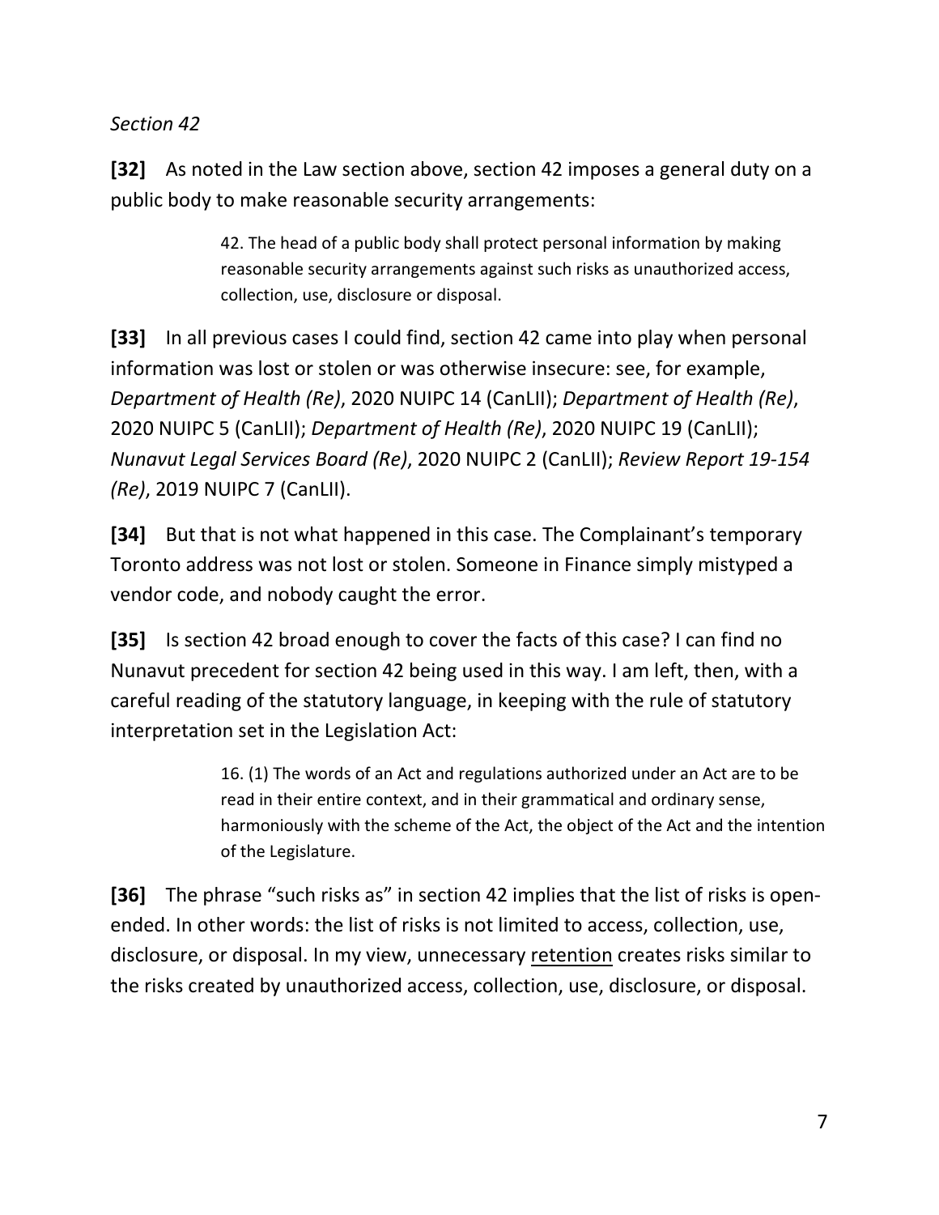*Section 42*

**[32]** As noted in the Law section above, section 42 imposes a general duty on a public body to make reasonable security arrangements:

> 42. The head of a public body shall protect personal information by making reasonable security arrangements against such risks as unauthorized access, collection, use, disclosure or disposal.

**[33]** In all previous cases I could find, section 42 came into play when personal information was lost or stolen or was otherwise insecure: see, for example, *Department of Health (Re)*, 2020 NUIPC 14 (CanLII); *Department of Health (Re)*, 2020 NUIPC 5 (CanLII); *Department of Health (Re)*, 2020 NUIPC 19 (CanLII); *Nunavut Legal Services Board (Re)*, 2020 NUIPC 2 (CanLII); *Review Report 19-154 (Re)*, 2019 NUIPC 7 (CanLII).

**[34]** But that is not what happened in this case. The Complainant's temporary Toronto address was not lost or stolen. Someone in Finance simply mistyped a vendor code, and nobody caught the error.

**[35]** Is section 42 broad enough to cover the facts of this case? I can find no Nunavut precedent for section 42 being used in this way. I am left, then, with a careful reading of the statutory language, in keeping with the rule of statutory interpretation set in the Legislation Act:

> 16. (1) The words of an Act and regulations authorized under an Act are to be read in their entire context, and in their grammatical and ordinary sense, harmoniously with the scheme of the Act, the object of the Act and the intention of the Legislature.

**[36]** The phrase "such risks as" in section 42 implies that the list of risks is open-ended. In other words: the list of risks is not limited to access, collection, use, disclosure, or disposal. In my view, unnecessary <u>retention</u> creates risks similar to the risks created by unauthorized access, collection, use, disclosure, or disposal.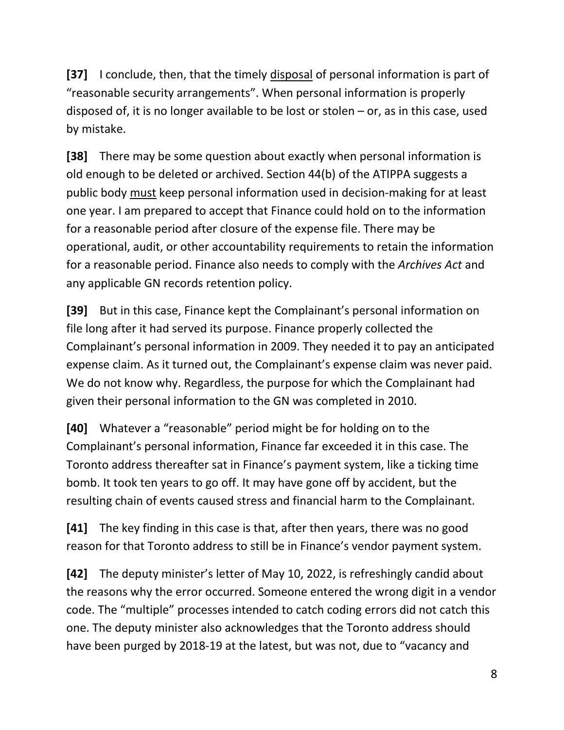**[37]** I conclude, then, that the timely <u>disposal</u> of personal information is part of "reasonable security arrangements". When personal information is properly disposed of, it is no longer available to be lost or stolen – or, as in this case, used by mistake.

**[38]** There may be some question about exactly when personal information is old enough to be deleted or archived. Section 44(b) of the ATIPPA suggests a public body <u>must</u> keep personal information used in decision-making for at least one year. I am prepared to accept that Finance could hold on to the information for a reasonable period after closure of the expense file. There may be operational, audit, or other accountability requirements to retain the information for a reasonable period. Finance also needs to comply with the *Archives Act* and any applicable GN records retention policy.

**[39]** But in this case, Finance kept the Complainant's personal information on file long after it had served its purpose. Finance properly collected the Complainant's personal information in 2009. They needed it to pay an anticipated expense claim. As it turned out, the Complainant's expense claim was never paid. We do not know why. Regardless, the purpose for which the Complainant had given their personal information to the GN was completed in 2010.

**[40]** Whatever a "reasonable" period might be for holding on to the Complainant's personal information, Finance far exceeded it in this case. The Toronto address thereafter sat in Finance's payment system, like a ticking time bomb. It took ten years to go off. It may have gone off by accident, but the resulting chain of events caused stress and financial harm to the Complainant.

**[41]** The key finding in this case is that, after then years, there was no good reason for that Toronto address to still be in Finance's vendor payment system.

**[42]** The deputy minister's letter of May 10, 2022, is refreshingly candid about the reasons why the error occurred. Someone entered the wrong digit in a vendor code. The "multiple" processes intended to catch coding errors did not catch this one. The deputy minister also acknowledges that the Toronto address should have been purged by 2018-19 at the latest, but was not, due to "vacancy and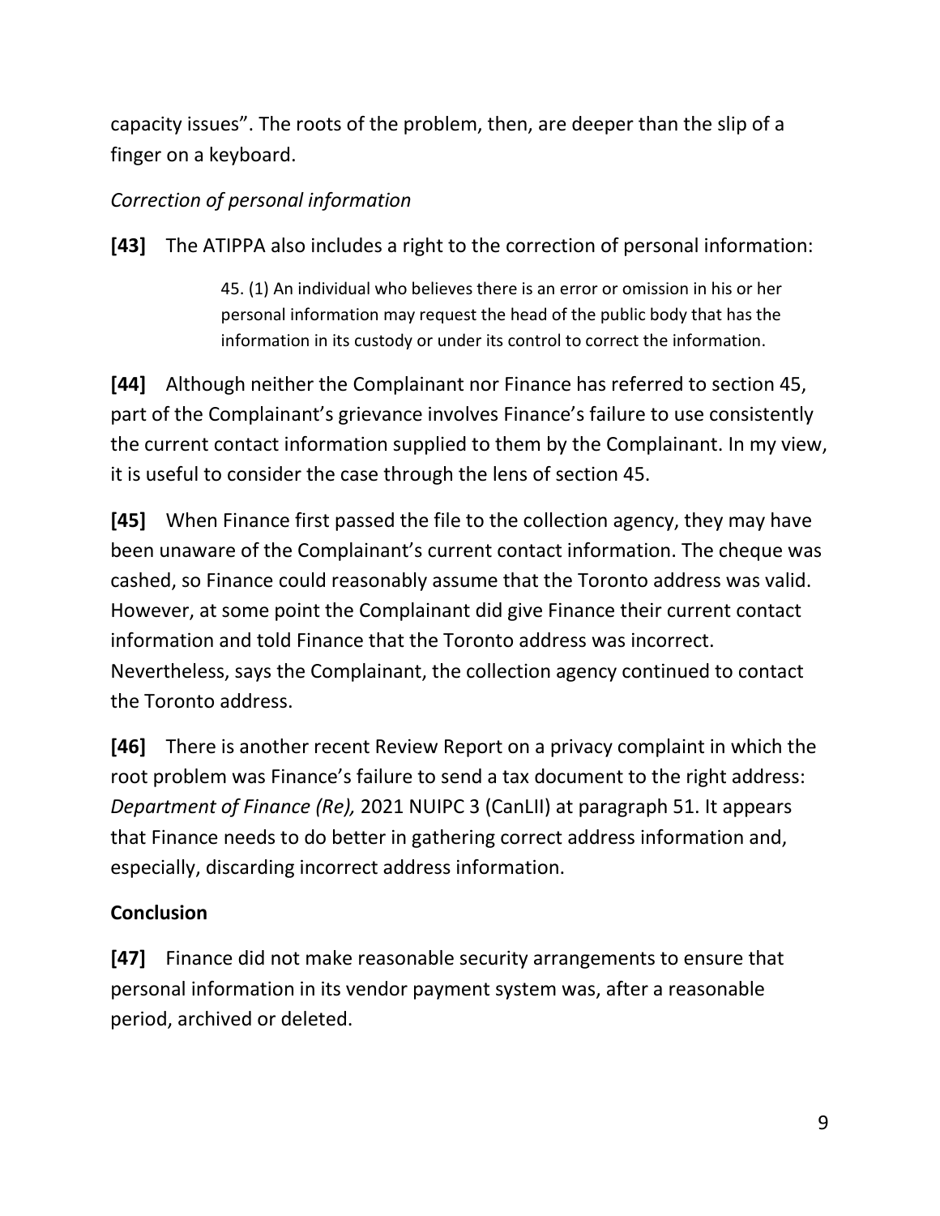capacity issues". The roots of the problem, then, are deeper than the slip of a finger on a keyboard.

*Correction of personal information*

**[43]** The ATIPPA also includes a right to the correction of personal information:

> 45. (1) An individual who believes there is an error or omission in his or her personal information may request the head of the public body that has the information in its custody or under its control to correct the information.

**[44]** Although neither the Complainant nor Finance has referred to section 45, part of the Complainant's grievance involves Finance's failure to use consistently the current contact information supplied to them by the Complainant. In my view, it is useful to consider the case through the lens of section 45.

**[45]** When Finance first passed the file to the collection agency, they may have been unaware of the Complainant's current contact information. The cheque was cashed, so Finance could reasonably assume that the Toronto address was valid. However, at some point the Complainant did give Finance their current contact information and told Finance that the Toronto address was incorrect. Nevertheless, says the Complainant, the collection agency continued to contact the Toronto address.

**[46]** There is another recent Review Report on a privacy complaint in which the root problem was Finance's failure to send a tax document to the right address: *Department of Finance (Re),* 2021 NUIPC 3 (CanLII) at paragraph 51. It appears that Finance needs to do better in gathering correct address information and, especially, discarding incorrect address information.

## Conclusion

**[47]** Finance did not make reasonable security arrangements to ensure that personal information in its vendor payment system was, after a reasonable period, archived or deleted.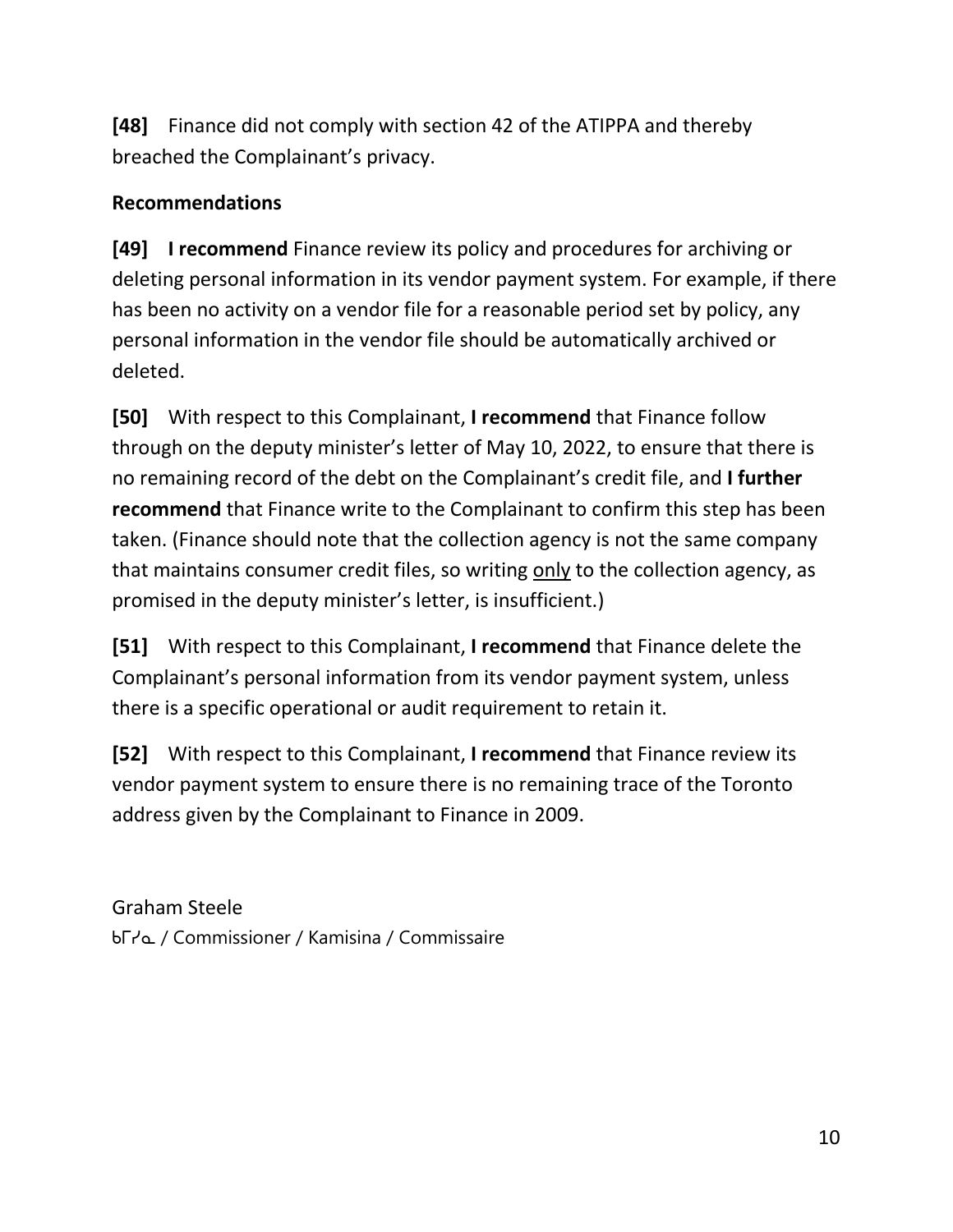**[48]** Finance did not comply with section 42 of the ATIPPA and thereby breached the Complainant's privacy.

**Recommendations**

**[49]** **I recommend** Finance review its policy and procedures for archiving or deleting personal information in its vendor payment system. For example, if there has been no activity on a vendor file for a reasonable period set by policy, any personal information in the vendor file should be automatically archived or deleted.

**[50]** With respect to this Complainant, **I recommend** that Finance follow through on the deputy minister's letter of May 10, 2022, to ensure that there is no remaining record of the debt on the Complainant's credit file, and **I further recommend** that Finance write to the Complainant to confirm this step has been taken. (Finance should note that the collection agency is not the same company that maintains consumer credit files, so writing <u>only</u> to the collection agency, as promised in the deputy minister's letter, is insufficient.)

**[51]** With respect to this Complainant, **I recommend** that Finance delete the Complainant's personal information from its vendor payment system, unless there is a specific operational or audit requirement to retain it.

**[52]** With respect to this Complainant, **I recommend** that Finance review its vendor payment system to ensure there is no remaining trace of the Toronto address given by the Complainant to Finance in 2009.

Graham Steele
ᑲᒥᓯᓇ / Commissioner / Kamisina / Commissaire